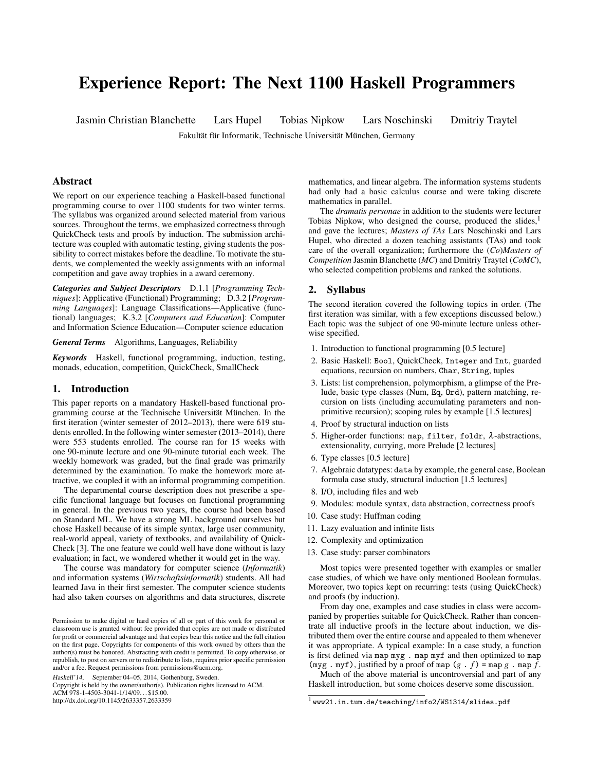# Experience Report: The Next 1100 Haskell Programmers

Jasmin Christian Blanchette   Lars Hupel   Tobias Nipkow   Lars Noschinski   Dmitriy Traytel

Fakultät für Informatik, Technische Universität München, Germany

## Abstract

We report on our experience teaching a Haskell-based functional programming course to over 1100 students for two winter terms. The syllabus was organized around selected material from various sources. Throughout the terms, we emphasized correctness through QuickCheck tests and proofs by induction. The submission architecture was coupled with automatic testing, giving students the possibility to correct mistakes before the deadline. To motivate the students, we complemented the weekly assignments with an informal competition and gave away trophies in a award ceremony.

***Categories and Subject Descriptors*** D.1.1 [*Programming Techniques*]: Applicative (Functional) Programming; D.3.2 [*Programming Languages*]: Language Classifications—Applicative (functional) languages; K.3.2 [*Computers and Education*]: Computer and Information Science Education—Computer science education

***General Terms*** Algorithms, Languages, Reliability

***Keywords*** Haskell, functional programming, induction, testing, monads, education, competition, QuickCheck, SmallCheck

## 1. Introduction

This paper reports on a mandatory Haskell-based functional programming course at the Technische Universität München. In the first iteration (winter semester of 2012–2013), there were 619 students enrolled. In the following winter semester (2013–2014), there were 553 students enrolled. The course ran for 15 weeks with one 90-minute lecture and one 90-minute tutorial each week. The weekly homework was graded, but the final grade was primarily determined by the examination. To make the homework more attractive, we coupled it with an informal programming competition.

The departmental course description does not prescribe a specific functional language but focuses on functional programming in general. In the previous two years, the course had been based on Standard ML. We have a strong ML background ourselves but chose Haskell because of its simple syntax, large user community, real-world appeal, variety of textbooks, and availability of QuickCheck [3]. The one feature we could well have done without is lazy evaluation; in fact, we wondered whether it would get in the way.

The course was mandatory for computer science (*Informatik*) and information systems (*Wirtschaftsinformatik*) students. All had learned Java in their first semester. The computer science students had also taken courses on algorithms and data structures, discrete mathematics, and linear algebra. The information systems students had only had a basic calculus course and were taking discrete mathematics in parallel.

The *dramatis personae* in addition to the students were lecturer Tobias Nipkow, who designed the course, produced the slides,[1] and gave the lectures; *Masters of TAs* Lars Noschinski and Lars Hupel, who directed a dozen teaching assistants (TAs) and took care of the overall organization; furthermore the (*Co*)*Masters of Competition* Jasmin Blanchette (*MC*) and Dmitriy Traytel (*CoMC*), who selected competition problems and ranked the solutions.

## 2. Syllabus

The second iteration covered the following topics in order. (The first iteration was similar, with a few exceptions discussed below.) Each topic was the subject of one 90-minute lecture unless otherwise specified.

1. Introduction to functional programming [0.5 lecture]
2. Basic Haskell: `Bool`, QuickCheck, `Integer` and `Int`, guarded equations, recursion on numbers, `Char`, `String`, tuples
3. Lists: list comprehension, polymorphism, a glimpse of the Prelude, basic type classes (Num, `Eq`, `Ord`), pattern matching, recursion on lists (including accumulating parameters and non-primitive recursion); scoping rules by example [1.5 lectures]
4. Proof by structural induction on lists
5. Higher-order functions: `map`, `filter`, `foldr`, $\lambda$-abstractions, extensionality, currying, more Prelude [2 lectures]
6. Type classes [0.5 lecture]
7. Algebraic datatypes: `data` by example, the general case, Boolean formula case study, structural induction [1.5 lectures]
8. I/O, including files and web
9. Modules: module syntax, data abstraction, correctness proofs
10. Case study: Huffman coding
11. Lazy evaluation and infinite lists
12. Complexity and optimization
13. Case study: parser combinators

Most topics were presented together with examples or smaller case studies, of which we have only mentioned Boolean formulas. Moreover, two topics kept on recurring: tests (using QuickCheck) and proofs (by induction).

From day one, examples and case studies in class were accompanied by properties suitable for QuickCheck. Rather than concentrate all inductive proofs in the lecture about induction, we distributed them over the entire course and appealed to them whenever it was appropriate. A typical example: In a case study, a function is first defined via `map myg . map myf` and then optimized to `map (myg . myf)`, justified by a proof of `map` $(g$ `.` $f)$ `= map` $g$ `. map` $f$.

Much of the above material is uncontroversial and part of any Haskell introduction, but some choices deserve some discussion.

Permission to make digital or hard copies of all or part of this work for personal or classroom use is granted without fee provided that copies are not made or distributed for profit or commercial advantage and that copies bear this notice and the full citation on the first page. Copyrights for components of this work owned by others than the author(s) must be honored. Abstracting with credit is permitted. To copy otherwise, or republish, to post on servers or to redistribute to lists, requires prior specific permission and/or a fee. Request permissions from permissions@acm.org.

*Haskell'14*, September 04–05, 2014, Gothenburg, Sweden.
Copyright is held by the owner/author(s). Publication rights licensed to ACM.
ACM 978-1-4503-3041-1/14/09…$15.00.
http://dx.doi.org/10.1145/2633357.2633359

[1] `www21.in.tum.de/teaching/info2/WS1314/slides.pdf`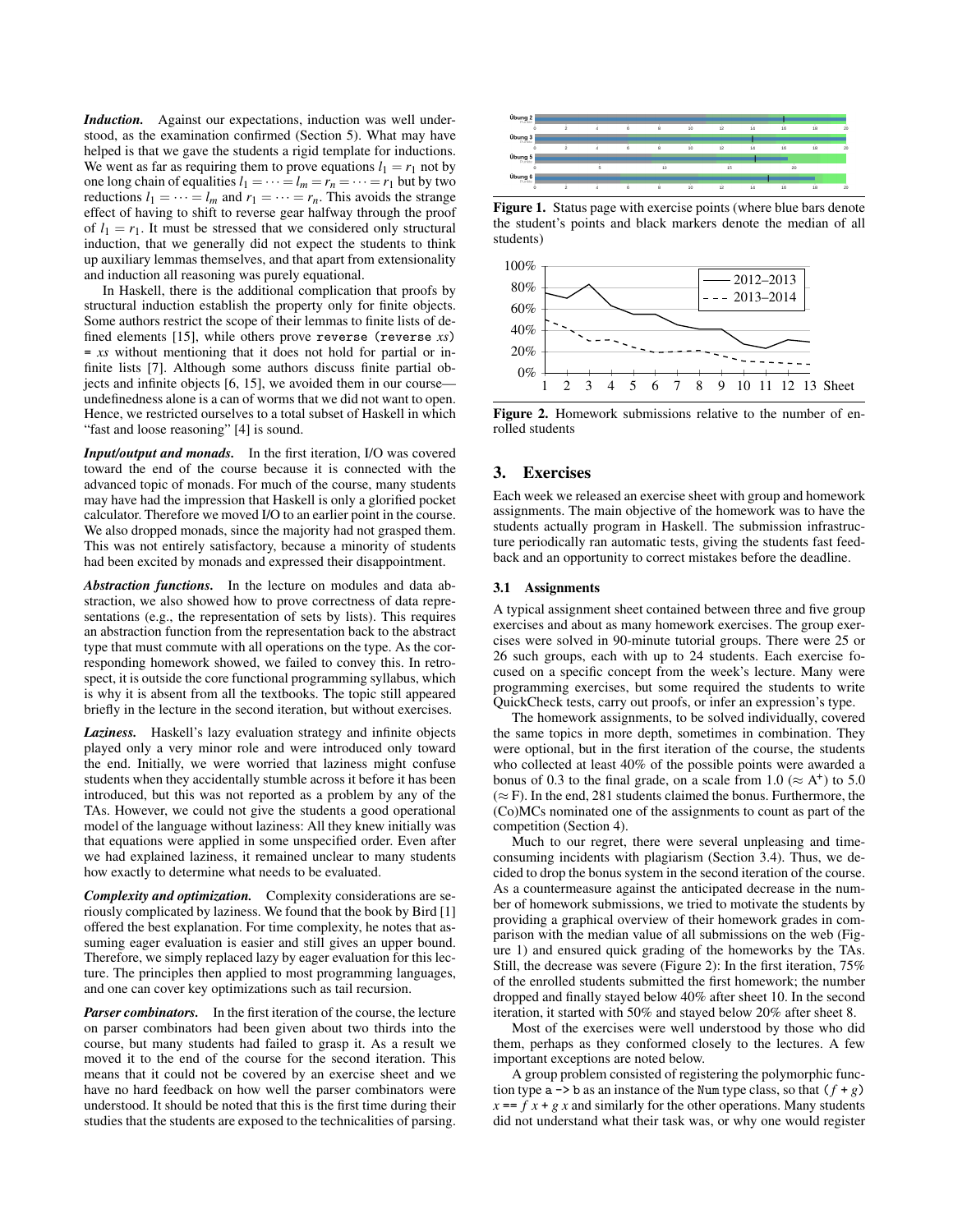***Induction.*** Against our expectations, induction was well understood, as the examination confirmed (Section 5). What may have helped is that we gave the students a rigid template for inductions. We went as far as requiring them to prove equations $l_1 = r_1$ not by one long chain of equalities $l_1 = \cdots = l_m = r_n = \cdots = r_1$ but by two reductions $l_1 = \cdots = l_m$ and $r_1 = \cdots = r_n$. This avoids the strange effect of having to shift to reverse gear halfway through the proof of $l_1 = r_1$. It must be stressed that we considered only structural induction, that we generally did not expect the students to think up auxiliary lemmas themselves, and that apart from extensionality and induction all reasoning was purely equational.

In Haskell, there is the additional complication that proofs by structural induction establish the property only for finite objects. Some authors restrict the scope of their lemmas to finite lists of defined elements [15], while others prove `reverse (reverse` *xs*`) =` *xs* without mentioning that it does not hold for partial or infinite lists [7]. Although some authors discuss finite partial objects and infinite objects [6, 15], we avoided them in our course—undefinedness alone is a can of worms that we did not want to open. Hence, we restricted ourselves to a total subset of Haskell in which "fast and loose reasoning" [4] is sound.

***Input/output and monads.*** In the first iteration, I/O was covered toward the end of the course because it is connected with the advanced topic of monads. For much of the course, many students may have had the impression that Haskell is only a glorified pocket calculator. Therefore we moved I/O to an earlier point in the course. We also dropped monads, since the majority had not grasped them. This was not entirely satisfactory, because a minority of students had been excited by monads and expressed their disappointment.

***Abstraction functions.*** In the lecture on modules and data abstraction, we also showed how to prove correctness of data representations (e.g., the representation of sets by lists). This requires an abstraction function from the representation back to the abstract type that must commute with all operations on the type. As the corresponding homework showed, we failed to convey this. In retrospect, it is outside the core functional programming syllabus, which is why it is absent from all the textbooks. The topic still appeared briefly in the lecture in the second iteration, but without exercises.

***Laziness.*** Haskell's lazy evaluation strategy and infinite objects played only a very minor role and were introduced only toward the end. Initially, we were worried that laziness might confuse students when they accidentally stumble across it before it has been introduced, but this was not reported as a problem by any of the TAs. However, we could not give the students a good operational model of the language without laziness: All they knew initially was that equations were applied in some unspecified order. Even after we had explained laziness, it remained unclear to many students how exactly to determine what needs to be evaluated.

***Complexity and optimization.*** Complexity considerations are seriously complicated by laziness. We found that the book by Bird [1] offered the best explanation. For time complexity, he notes that assuming eager evaluation is easier and still gives an upper bound. Therefore, we simply replaced lazy by eager evaluation for this lecture. The principles then applied to most programming languages, and one can cover key optimizations such as tail recursion.

***Parser combinators.*** In the first iteration of the course, the lecture on parser combinators had been given about two thirds into the course, but many students had failed to grasp it. As a result we moved it to the end of the course for the second iteration. This means that it could not be covered by an exercise sheet and we have no hard feedback on how well the parser combinators were understood. It should be noted that this is the first time during their studies that the students are exposed to the technicalities of parsing.

Übung 2
Übung 3
Übung 5
Übung 6

**Figure 1.** Status page with exercise points (where blue bars denote the student's points and black markers denote the median of all students)

100%
80%
60%
40%
20%
0%
1 2 3 4 5 6 7 8 9 10 11 12 13 Sheet
2012–2013
2013–2014

**Figure 2.** Homework submissions relative to the number of enrolled students

## 3. Exercises

Each week we released an exercise sheet with group and homework assignments. The main objective of the homework was to have the students actually program in Haskell. The submission infrastructure periodically ran automatic tests, giving the students fast feedback and an opportunity to correct mistakes before the deadline.

### 3.1 Assignments

A typical assignment sheet contained between three and five group exercises and about as many homework exercises. The group exercises were solved in 90-minute tutorial groups. There were 25 or 26 such groups, each with up to 24 students. Each exercise focused on a specific concept from the week's lecture. Many were programming exercises, but some required the students to write QuickCheck tests, carry out proofs, or infer an expression's type.

The homework assignments, to be solved individually, covered the same topics in more depth, sometimes in combination. They were optional, but in the first iteration of the course, the students who collected at least 40% of the possible points were awarded a bonus of 0.3 to the final grade, on a scale from 1.0 ($\approx$ A$^+$) to 5.0 ($\approx$ F). In the end, 281 students claimed the bonus. Furthermore, the (Co)MCs nominated one of the assignments to count as part of the competition (Section 4).

Much to our regret, there were several unpleasing and time-consuming incidents with plagiarism (Section 3.4). Thus, we decided to drop the bonus system in the second iteration of the course. As a countermeasure against the anticipated decrease in the number of homework submissions, we tried to motivate the students by providing a graphical overview of their homework grades in comparison with the median value of all submissions on the web (Figure 1) and ensured quick grading of the homeworks by the TAs. Still, the decrease was severe (Figure 2): In the first iteration, 75% of the enrolled students submitted the first homework; the number dropped and finally stayed below 40% after sheet 10. In the second iteration, it started with 50% and stayed below 20% after sheet 8.

Most of the exercises were well understood by those who did them, perhaps as they conformed closely to the lectures. A few important exceptions are noted below.

A group problem consisted of registering the polymorphic function type `a -> b` as an instance of the `Num` type class, so that $(f + g)$ $x$ `==` $f\ x + g\ x$ and similarly for the other operations. Many students did not understand what their task was, or why one would register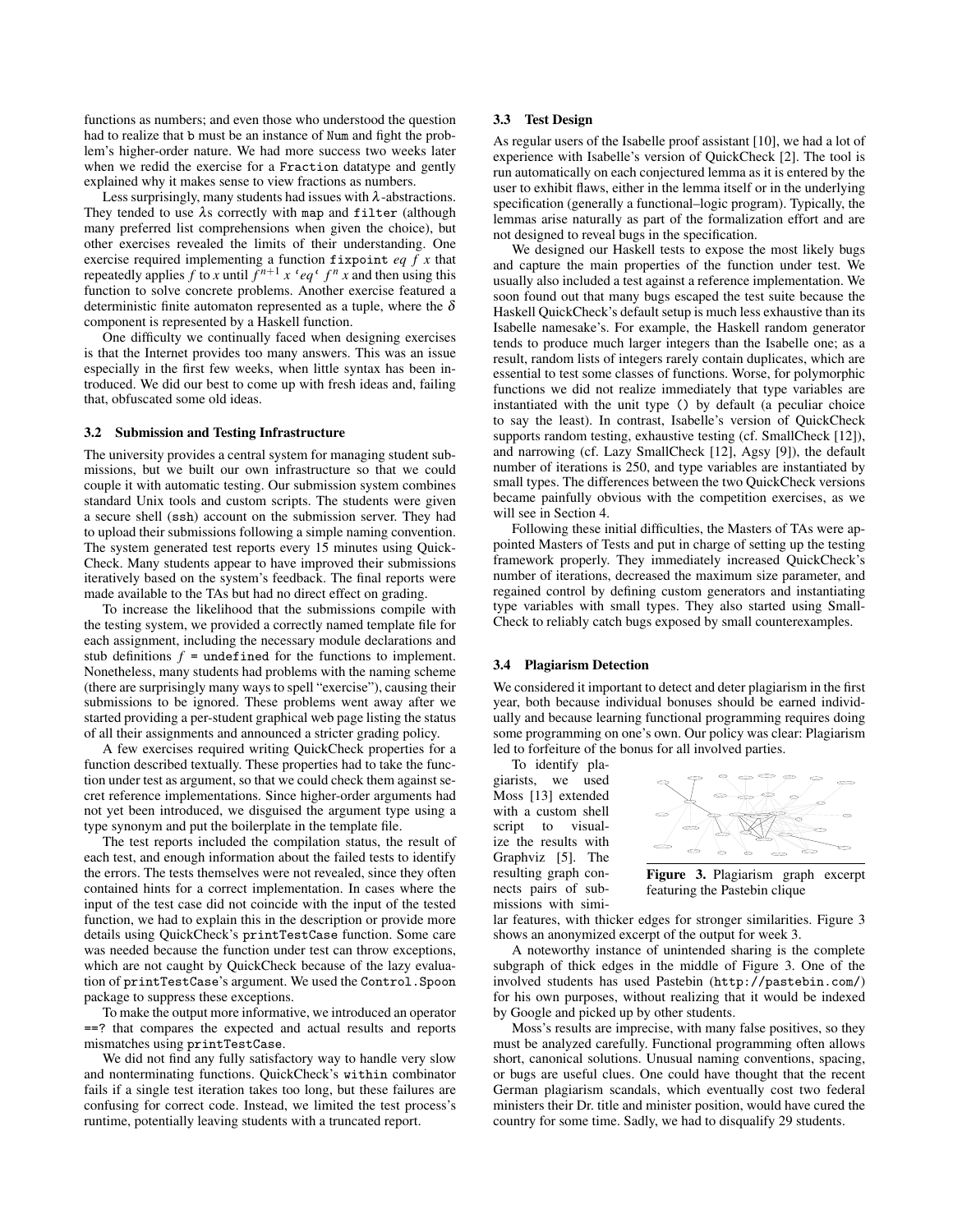functions as numbers; and even those who understood the question had to realize that `b` must be an instance of `Num` and fight the problem's higher-order nature. We had more success two weeks later when we redid the exercise for a `Fraction` datatype and gently explained why it makes sense to view fractions as numbers.

Less surprisingly, many students had issues with $\lambda$-abstractions. They tended to use $\lambda$s correctly with `map` and `filter` (although many preferred list comprehensions when given the choice), but other exercises revealed the limits of their understanding. One exercise required implementing a function `fixpoint` *eq f x* that repeatedly applies *f* to *x* until $f^{n+1}\ x$ ‘*eq*‘ $f^n\ x$ and then using this function to solve concrete problems. Another exercise featured a deterministic finite automaton represented as a tuple, where the $\delta$ component is represented by a Haskell function.

One difficulty we continually faced when designing exercises is that the Internet provides too many answers. This was an issue especially in the first few weeks, when little syntax has been introduced. We did our best to come up with fresh ideas and, failing that, obfuscated some old ideas.

### 3.2 Submission and Testing Infrastructure

The university provides a central system for managing student submissions, but we built our own infrastructure so that we could couple it with automatic testing. Our submission system combines standard Unix tools and custom scripts. The students were given a secure shell (`ssh`) account on the submission server. They had to upload their submissions following a simple naming convention. The system generated test reports every 15 minutes using QuickCheck. Many students appear to have improved their submissions iteratively based on the system's feedback. The final reports were made available to the TAs but had no direct effect on grading.

To increase the likelihood that the submissions compile with the testing system, we provided a correctly named template file for each assignment, including the necessary module declarations and stub definitions *f* = `undefined` for the functions to implement. Nonetheless, many students had problems with the naming scheme (there are surprisingly many ways to spell "exercise"), causing their submissions to be ignored. These problems went away after we started providing a per-student graphical web page listing the status of all their assignments and announced a stricter grading policy.

A few exercises required writing QuickCheck properties for a function described textually. These properties had to take the function under test as argument, so that we could check them against secret reference implementations. Since higher-order arguments had not yet been introduced, we disguised the argument type using a type synonym and put the boilerplate in the template file.

The test reports included the compilation status, the result of each test, and enough information about the failed tests to identify the errors. The tests themselves were not revealed, since they often contained hints for a correct implementation. In cases where the input of the test case did not coincide with the input of the tested function, we had to explain this in the description or provide more details using QuickCheck's `printTestCase` function. Some care was needed because the function under test can throw exceptions, which are not caught by QuickCheck because of the lazy evaluation of `printTestCase`'s argument. We used the `Control.Spoon` package to suppress these exceptions.

To make the output more informative, we introduced an operator `==?` that compares the expected and actual results and reports mismatches using `printTestCase`.

We did not find any fully satisfactory way to handle very slow and nonterminating functions. QuickCheck's `within` combinator fails if a single test iteration takes too long, but these failures are confusing for correct code. Instead, we limited the test process's runtime, potentially leaving students with a truncated report.

### 3.3 Test Design

As regular users of the Isabelle proof assistant [10], we had a lot of experience with Isabelle's version of QuickCheck [2]. The tool is run automatically on each conjectured lemma as it is entered by the user to exhibit flaws, either in the lemma itself or in the underlying specification (generally a functional–logic program). Typically, the lemmas arise naturally as part of the formalization effort and are not designed to reveal bugs in the specification.

We designed our Haskell tests to expose the most likely bugs and capture the main properties of the function under test. We usually also included a test against a reference implementation. We soon found out that many bugs escaped the test suite because the Haskell QuickCheck's default setup is much less exhaustive than its Isabelle namesake's. For example, the Haskell random generator tends to produce much larger integers than the Isabelle one; as a result, random lists of integers rarely contain duplicates, which are essential to test some classes of functions. Worse, for polymorphic functions we did not realize immediately that type variables are instantiated with the unit type `()` by default (a peculiar choice to say the least). In contrast, Isabelle's version of QuickCheck supports random testing, exhaustive testing (cf. SmallCheck [12]), and narrowing (cf. Lazy SmallCheck [12], Agsy [9]), the default number of iterations is 250, and type variables are instantiated by small types. The differences between the two QuickCheck versions became painfully obvious with the competition exercises, as we will see in Section 4.

Following these initial difficulties, the Masters of TAs were appointed Masters of Tests and put in charge of setting up the testing framework properly. They immediately increased QuickCheck's number of iterations, decreased the maximum size parameter, and regained control by defining custom generators and instantiating type variables with small types. They also started using SmallCheck to reliably catch bugs exposed by small counterexamples.

### 3.4 Plagiarism Detection

We considered it important to detect and deter plagiarism in the first year, both because individual bonuses should be earned individually and because learning functional programming requires doing some programming on one's own. Our policy was clear: Plagiarism led to forfeiture of the bonus for all involved parties.

To identify plagiarists, we used Moss [13] extended with a custom shell script to visualize the results with Graphviz [5]. The resulting graph connects pairs of submissions with similar features, with thicker edges for stronger similarities. Figure 3 shows an anonymized excerpt of the output for week 3.

**Figure 3.** Plagiarism graph excerpt featuring the Pastebin clique

A noteworthy instance of unintended sharing is the complete subgraph of thick edges in the middle of Figure 3. One of the involved students has used Pastebin (`http://pastebin.com/`) for his own purposes, without realizing that it would be indexed by Google and picked up by other students.

Moss's results are imprecise, with many false positives, so they must be analyzed carefully. Functional programming often allows short, canonical solutions. Unusual naming conventions, spacing, or bugs are useful clues. One could have thought that the recent German plagiarism scandals, which eventually cost two federal ministers their Dr. title and minister position, would have cured the country for some time. Sadly, we had to disqualify 29 students.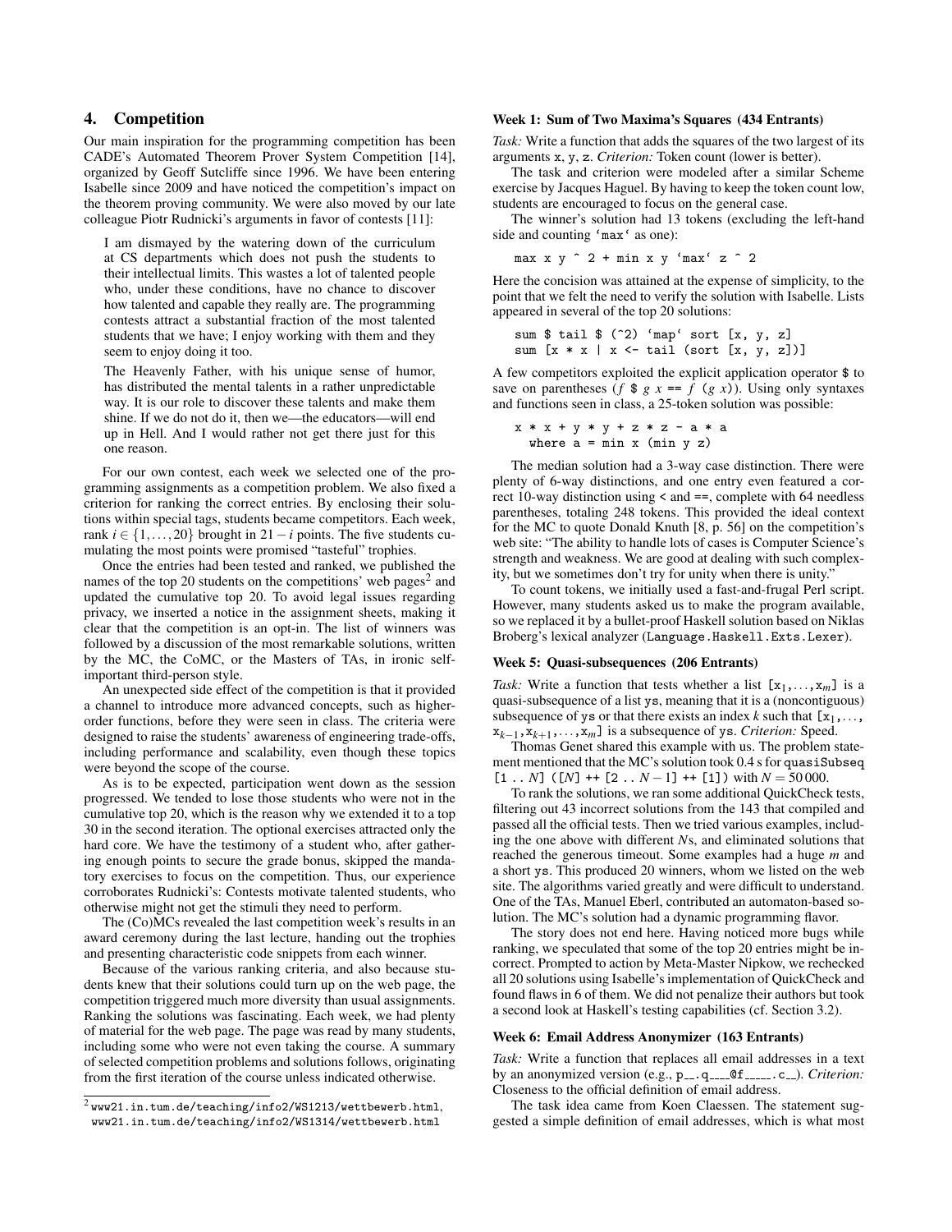## 4. Competition

Our main inspiration for the programming competition has been CADE's Automated Theorem Prover System Competition [14], organized by Geoff Sutcliffe since 1996. We have been entering Isabelle since 2009 and have noticed the competition's impact on the theorem proving community. We were also moved by our late colleague Piotr Rudnicki's arguments in favor of contests [11]:

> I am dismayed by the watering down of the curriculum at CS departments which does not push the students to their intellectual limits. This wastes a lot of talented people who, under these conditions, have no chance to discover how talented and capable they really are. The programming contests attract a substantial fraction of the most talented students that we have; I enjoy working with them and they seem to enjoy doing it too.
>
> The Heavenly Father, with his unique sense of humor, has distributed the mental talents in a rather unpredictable way. It is our role to discover these talents and make them shine. If we do not do it, then we—the educators—will end up in Hell. And I would rather not get there just for this one reason.

For our own contest, each week we selected one of the programming assignments as a competition problem. We also fixed a criterion for ranking the correct entries. By enclosing their solutions within special tags, students became competitors. Each week, rank $i \in \{1,\ldots,20\}$ brought in $21-i$ points. The five students cumulating the most points were promised "tasteful" trophies.

Once the entries had been tested and ranked, we published the names of the top 20 students on the competitions' web pages[2] and updated the cumulative top 20. To avoid legal issues regarding privacy, we inserted a notice in the assignment sheets, making it clear that the competition is an opt-in. The list of winners was followed by a discussion of the most remarkable solutions, written by the MC, the CoMC, or the Masters of TAs, in ironic self-important third-person style.

An unexpected side effect of the competition is that it provided a channel to introduce more advanced concepts, such as higher-order functions, before they were seen in class. The criteria were designed to raise the students' awareness of engineering trade-offs, including performance and scalability, even though these topics were beyond the scope of the course.

As is to be expected, participation went down as the session progressed. We tended to lose those students who were not in the cumulative top 20, which is the reason why we extended it to a top 30 in the second iteration. The optional exercises attracted only the hard core. We have the testimony of a student who, after gathering enough points to secure the grade bonus, skipped the mandatory exercises to focus on the competition. Thus, our experience corroborates Rudnicki's: Contests motivate talented students, who otherwise might not get the stimuli they need to perform.

The (Co)MCs revealed the last competition week's results in an award ceremony during the last lecture, handing out the trophies and presenting characteristic code snippets from each winner.

Because of the various ranking criteria, and also because students knew that their solutions could turn up on the web page, the competition triggered much more diversity than usual assignments. Ranking the solutions was fascinating. Each week, we had plenty of material for the web page. The page was read by many students, including some who were not even taking the course. A summary of selected competition problems and solutions follows, originating from the first iteration of the course unless indicated otherwise.

[2] www21.in.tum.de/teaching/info2/WS1213/wettbewerb.html, www21.in.tum.de/teaching/info2/WS1314/wettbewerb.html

#### Week 1: Sum of Two Maxima's Squares (434 Entrants)

*Task:* Write a function that adds the squares of the two largest of its arguments x, y, z. *Criterion:* Token count (lower is better).

The task and criterion were modeled after a similar Scheme exercise by Jacques Haguel. By having to keep the token count low, students are encouraged to focus on the general case.

The winner's solution had 13 tokens (excluding the left-hand side and counting `` `max` `` as one):

```
max x y ^ 2 + min x y `max` z ^ 2
```

Here the concision was attained at the expense of simplicity, to the point that we felt the need to verify the solution with Isabelle. Lists appeared in several of the top 20 solutions:

```
sum $ tail $ (^2) `map` sort [x, y, z]
sum [x * x | x <- tail (sort [x, y, z])]
```

A few competitors exploited the explicit application operator `$` to save on parentheses ($f$ `$` $g$ $x$ `==` $f$ `(`$g$ $x$`)`). Using only syntaxes and functions seen in class, a 25-token solution was possible:

```
x * x + y * y + z * z - a * a
  where a = min x (min y z)
```

The median solution had a 3-way case distinction. There were plenty of 6-way distinctions, and one entry even featured a correct 10-way distinction using `<` and `==`, complete with 64 needless parentheses, totaling 248 tokens. This provided the ideal context for the MC to quote Donald Knuth [8, p. 56] on the competition's web site: "The ability to handle lots of cases is Computer Science's strength and weakness. We are good at dealing with such complexity, but we sometimes don't try for unity when there is unity."

To count tokens, we initially used a fast-and-frugal Perl script. However, many students asked us to make the program available, so we replaced it by a bullet-proof Haskell solution based on Niklas Broberg's lexical analyzer (Language.Haskell.Exts.Lexer).

#### Week 5: Quasi-subsequences (206 Entrants)

*Task:* Write a function that tests whether a list $[x_1,\ldots,x_m]$ is a quasi-subsequence of a list ys, meaning that it is a (noncontiguous) subsequence of ys or that there exists an index $k$ such that $[x_1,\ldots, x_{k-1}, x_{k+1},\ldots,x_m]$ is a subsequence of ys. *Criterion:* Speed.

Thomas Genet shared this example with us. The problem statement mentioned that the MC's solution took 0.4 s for quasiSubseq [1 .. $N$] ([$N$] ++ [2 .. $N-1$] ++ [1]) with $N = 50\,000$.

To rank the solutions, we ran some additional QuickCheck tests, filtering out 43 incorrect solutions from the 143 that compiled and passed all the official tests. Then we tried various examples, including the one above with different $N$s, and eliminated solutions that reached the generous timeout. Some examples had a huge $m$ and a short ys. This produced 20 winners, whom we listed on the web site. The algorithms varied greatly and were difficult to understand. One of the TAs, Manuel Eberl, contributed an automaton-based solution. The MC's solution had a dynamic programming flavor.

The story does not end here. Having noticed more bugs while ranking, we speculated that some of the top 20 entries might be incorrect. Prompted to action by Meta-Master Nipkow, we rechecked all 20 solutions using Isabelle's implementation of QuickCheck and found flaws in 6 of them. We did not penalize their authors but took a second look at Haskell's testing capabilities (cf. Section 3.2).

#### Week 6: Email Address Anonymizer (163 Entrants)

*Task:* Write a function that replaces all email addresses in a text by an anonymized version (e.g., p__.q____@f_____.c__). *Criterion:* Closeness to the official definition of email address.

The task idea came from Koen Claessen. The statement suggested a simple definition of email addresses, which is what most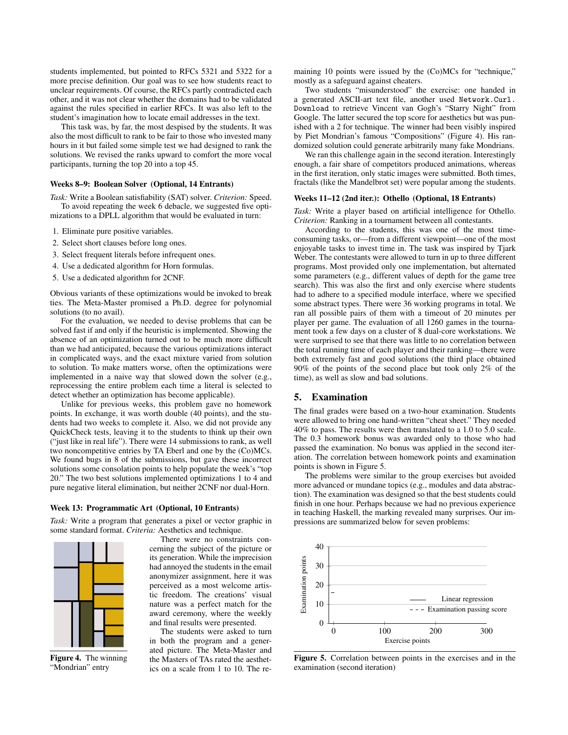students implemented, but pointed to RFCs 5321 and 5322 for a more precise definition. Our goal was to see how students react to unclear requirements. Of course, the RFCs partly contradicted each other, and it was not clear whether the domains had to be validated against the rules specified in earlier RFCs. It was also left to the student's imagination how to locate email addresses in the text.

This task was, by far, the most despised by the students. It was also the most difficult to rank to be fair to those who invested many hours in it but failed some simple test we had designed to rank the solutions. We revised the ranks upward to comfort the more vocal participants, turning the top 20 into a top 45.

#### Weeks 8–9: Boolean Solver (Optional, 14 Entrants)

*Task:* Write a Boolean satisfiability (SAT) solver. *Criterion:* Speed.

To avoid repeating the week 6 debacle, we suggested five optimizations to a DPLL algorithm that would be evaluated in turn:

1. Eliminate pure positive variables.
2. Select short clauses before long ones.
3. Select frequent literals before infrequent ones.
4. Use a dedicated algorithm for Horn formulas.
5. Use a dedicated algorithm for 2CNF.

Obvious variants of these optimizations would be invoked to break ties. The Meta-Master promised a Ph.D. degree for polynomial solutions (to no avail).

For the evaluation, we needed to devise problems that can be solved fast if and only if the heuristic is implemented. Showing the absence of an optimization turned out to be much more difficult than we had anticipated, because the various optimizations interact in complicated ways, and the exact mixture varied from solution to solution. To make matters worse, often the optimizations were implemented in a naive way that slowed down the solver (e.g., reprocessing the entire problem each time a literal is selected to detect whether an optimization has become applicable).

Unlike for previous weeks, this problem gave no homework points. In exchange, it was worth double (40 points), and the students had two weeks to complete it. Also, we did not provide any QuickCheck tests, leaving it to the students to think up their own ("just like in real life"). There were 14 submissions to rank, as well two noncompetitive entries by TA Eberl and one by the (Co)MCs. We found bugs in 8 of the submissions, but gave these incorrect solutions some consolation points to help populate the week's "top 20." The two best solutions implemented optimizations 1 to 4 and pure negative literal elimination, but neither 2CNF nor dual-Horn.

#### Week 13: Programmatic Art (Optional, 10 Entrants)

*Task:* Write a program that generates a pixel or vector graphic in some standard format. *Criteria:* Aesthetics and technique.

**Figure 4.** The winning "Mondrian" entry

There were no constraints concerning the subject of the picture or its generation. While the imprecision had annoyed the students in the email anonymizer assignment, here it was perceived as a most welcome artistic freedom. The creations' visual nature was a perfect match for the award ceremony, where the weekly and final results were presented.

The students were asked to turn in both the program and a generated picture. The Meta-Master and the Masters of TAs rated the aesthetics on a scale from 1 to 10. The remaining 10 points were issued by the (Co)MCs for "technique," mostly as a safeguard against cheaters.

Two students "misunderstood" the exercise: one handed in a generated ASCII-art text file, another used `Network.Curl.Download` to retrieve Vincent van Gogh's "Starry Night" from Google. The latter secured the top score for aesthetics but was punished with a 2 for technique. The winner had been visibly inspired by Piet Mondrian's famous "Compositions" (Figure 4). His randomized solution could generate arbitrarily many fake Mondrians.

We ran this challenge again in the second iteration. Interestingly enough, a fair share of competitors produced animations, whereas in the first iteration, only static images were submitted. Both times, fractals (like the Mandelbrot set) were popular among the students.

#### Weeks 11–12 (2nd iter.): Othello (Optional, 18 Entrants)

*Task:* Write a player based on artificial intelligence for Othello. *Criterion:* Ranking in a tournament between all contestants.

According to the students, this was one of the most time-consuming tasks, or—from a different viewpoint—one of the most enjoyable tasks to invest time in. The task was inspired by Tjark Weber. The contestants were allowed to turn in up to three different programs. Most provided only one implementation, but alternated some parameters (e.g., different values of depth for the game tree search). This was also the first and only exercise where students had to adhere to a specified module interface, where we specified some abstract types. There were 36 working programs in total. We ran all possible pairs of them with a timeout of 20 minutes per player per game. The evaluation of all 1260 games in the tournament took a few days on a cluster of 8 dual-core workstations. We were surprised to see that there was little to no correlation between the total running time of each player and their ranking—there were both extremely fast and good solutions (the third place obtained 90% of the points of the second place but took only 2% of the time), as well as slow and bad solutions.

## 5. Examination

The final grades were based on a two-hour examination. Students were allowed to bring one hand-written "cheat sheet." They needed 40% to pass. The results were then translated to a 1.0 to 5.0 scale. The 0.3 homework bonus was awarded only to those who had passed the examination. No bonus was applied in the second iteration. The correlation between homework points and examination points is shown in Figure 5.

The problems were similar to the group exercises but avoided more advanced or mundane topics (e.g., modules and data abstraction). The examination was designed so that the best students could finish in one hour. Perhaps because we had no previous experience in teaching Haskell, the marking revealed many surprises. Our impressions are summarized below for seven problems:

**Figure 5.** Correlation between points in the exercises and in the examination (second iteration)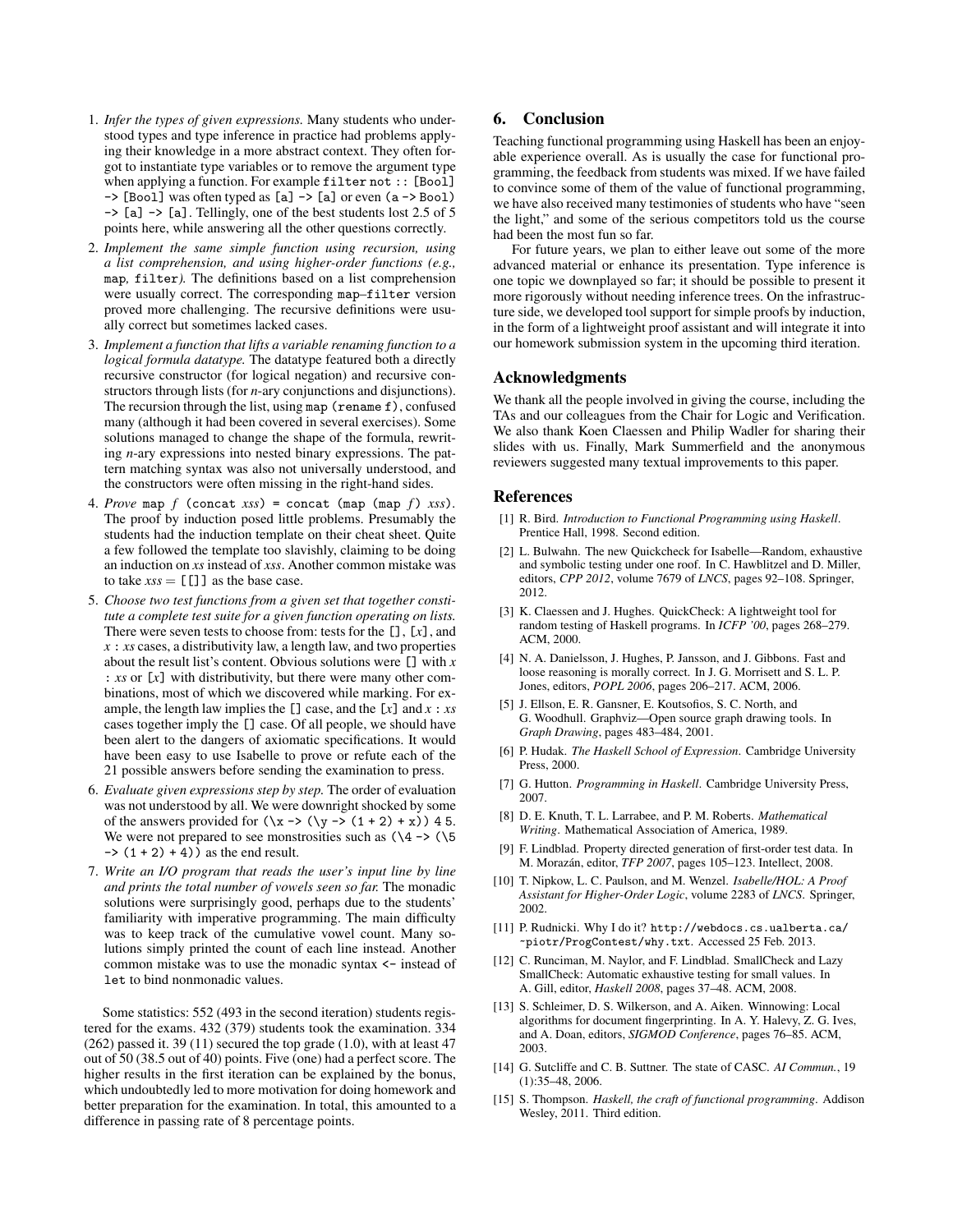1. *Infer the types of given expressions.* Many students who understood types and type inference in practice had problems applying their knowledge in a more abstract context. They often forgot to instantiate type variables or to remove the argument type when applying a function. For example `filter not :: [Bool] -> [Bool]` was often typed as `[a] -> [a]` or even `(a -> Bool) -> [a] -> [a]`. Tellingly, one of the best students lost 2.5 of 5 points here, while answering all the other questions correctly.
2. *Implement the same simple function using recursion, using a list comprehension, and using higher-order functions (e.g.,* `map`*,* `filter`*).* The definitions based on a list comprehension were usually correct. The corresponding `map`–`filter` version proved more challenging. The recursive definitions were usually correct but sometimes lacked cases.
3. *Implement a function that lifts a variable renaming function to a logical formula datatype.* The datatype featured both a directly recursive constructor (for logical negation) and recursive constructors through lists (for *n*-ary conjunctions and disjunctions). The recursion through the list, using `map (rename f)`, confused many (although it had been covered in several exercises). Some solutions managed to change the shape of the formula, rewriting *n*-ary expressions into nested binary expressions. The pattern matching syntax was also not universally understood, and the constructors were often missing in the right-hand sides.
4. *Prove* `map` *f* `(concat` *xss*`) = concat (map (map` *f*`)` *xss*`)`. The proof by induction posed little problems. Presumably the students had the induction template on their cheat sheet. Quite a few followed the template too slavishly, claiming to be doing an induction on *xs* instead of *xss*. Another common mistake was to take *xss* = `[[]]` as the base case.
5. *Choose two test functions from a given set that together constitute a complete test suite for a given function operating on lists.* There were seven tests to choose from: tests for the `[]`, `[`*x*`]`, and *x* `:` *xs* cases, a distributivity law, a length law, and two properties about the result list's content. Obvious solutions were `[]` with *x* `:` *xs* or `[`*x*`]` with distributivity, but there were many other combinations, most of which we discovered while marking. For example, the length law implies the `[]` case, and the `[`*x*`]` and *x* `:` *xs* cases together imply the `[]` case. Of all people, we should have been alert to the dangers of axiomatic specifications. It would have been easy to use Isabelle to prove or refute each of the 21 possible answers before sending the examination to press.
6. *Evaluate given expressions step by step.* The order of evaluation was not understood by all. We were downright shocked by some of the answers provided for `(\x -> (\y -> (1 + 2) + x)) 4 5`. We were not prepared to see monstrosities such as `(\4 -> (\5 -> (1 + 2) + 4))` as the end result.
7. *Write an I/O program that reads the user's input line by line and prints the total number of vowels seen so far.* The monadic solutions were surprisingly good, perhaps due to the students' familiarity with imperative programming. The main difficulty was to keep track of the cumulative vowel count. Many solutions simply printed the count of each line instead. Another common mistake was to use the monadic syntax `<-` instead of `let` to bind nonmonadic values.

Some statistics: 552 (493 in the second iteration) students registered for the exams. 432 (379) students took the examination. 334 (262) passed it. 39 (11) secured the top grade (1.0), with at least 47 out of 50 (38.5 out of 40) points. Five (one) had a perfect score. The higher results in the first iteration can be explained by the bonus, which undoubtedly led to more motivation for doing homework and better preparation for the examination. In total, this amounted to a difference in passing rate of 8 percentage points.

## 6. Conclusion

Teaching functional programming using Haskell has been an enjoyable experience overall. As is usually the case for functional programming, the feedback from students was mixed. If we have failed to convince some of them of the value of functional programming, we have also received many testimonies of students who have "seen the light," and some of the serious competitors told us the course had been the most fun so far.

For future years, we plan to either leave out some of the more advanced material or enhance its presentation. Type inference is one topic we downplayed so far; it should be possible to present it more rigorously without needing inference trees. On the infrastructure side, we developed tool support for simple proofs by induction, in the form of a lightweight proof assistant and will integrate it into our homework submission system in the upcoming third iteration.

## Acknowledgments

We thank all the people involved in giving the course, including the TAs and our colleagues from the Chair for Logic and Verification. We also thank Koen Claessen and Philip Wadler for sharing their slides with us. Finally, Mark Summerfield and the anonymous reviewers suggested many textual improvements to this paper.

## References

[1] R. Bird. *Introduction to Functional Programming using Haskell*. Prentice Hall, 1998. Second edition.

[2] L. Bulwahn. The new Quickcheck for Isabelle—Random, exhaustive and symbolic testing under one roof. In C. Hawblitzel and D. Miller, editors, *CPP 2012*, volume 7679 of *LNCS*, pages 92–108. Springer, 2012.

[3] K. Claessen and J. Hughes. QuickCheck: A lightweight tool for random testing of Haskell programs. In *ICFP '00*, pages 268–279. ACM, 2000.

[4] N. A. Danielsson, J. Hughes, P. Jansson, and J. Gibbons. Fast and loose reasoning is morally correct. In J. G. Morrisett and S. L. P. Jones, editors, *POPL 2006*, pages 206–217. ACM, 2006.

[5] J. Ellson, E. R. Gansner, E. Koutsofios, S. C. North, and G. Woodhull. Graphviz—Open source graph drawing tools. In *Graph Drawing*, pages 483–484, 2001.

[6] P. Hudak. *The Haskell School of Expression*. Cambridge University Press, 2000.

[7] G. Hutton. *Programming in Haskell*. Cambridge University Press, 2007.

[8] D. E. Knuth, T. L. Larrabee, and P. M. Roberts. *Mathematical Writing*. Mathematical Association of America, 1989.

[9] F. Lindblad. Property directed generation of first-order test data. In M. Morazán, editor, *TFP 2007*, pages 105–123. Intellect, 2008.

[10] T. Nipkow, L. C. Paulson, and M. Wenzel. *Isabelle/HOL: A Proof Assistant for Higher-Order Logic*, volume 2283 of *LNCS*. Springer, 2002.

[11] P. Rudnicki. Why I do it? `http://webdocs.cs.ualberta.ca/~piotr/ProgContest/why.txt`. Accessed 25 Feb. 2013.

[12] C. Runciman, M. Naylor, and F. Lindblad. SmallCheck and Lazy SmallCheck: Automatic exhaustive testing for small values. In A. Gill, editor, *Haskell 2008*, pages 37–48. ACM, 2008.

[13] S. Schleimer, D. S. Wilkerson, and A. Aiken. Winnowing: Local algorithms for document fingerprinting. In A. Y. Halevy, Z. G. Ives, and A. Doan, editors, *SIGMOD Conference*, pages 76–85. ACM, 2003.

[14] G. Sutcliffe and C. B. Suttner. The state of CASC. *AI Commun.*, 19 (1):35–48, 2006.

[15] S. Thompson. *Haskell, the craft of functional programming*. Addison Wesley, 2011. Third edition.